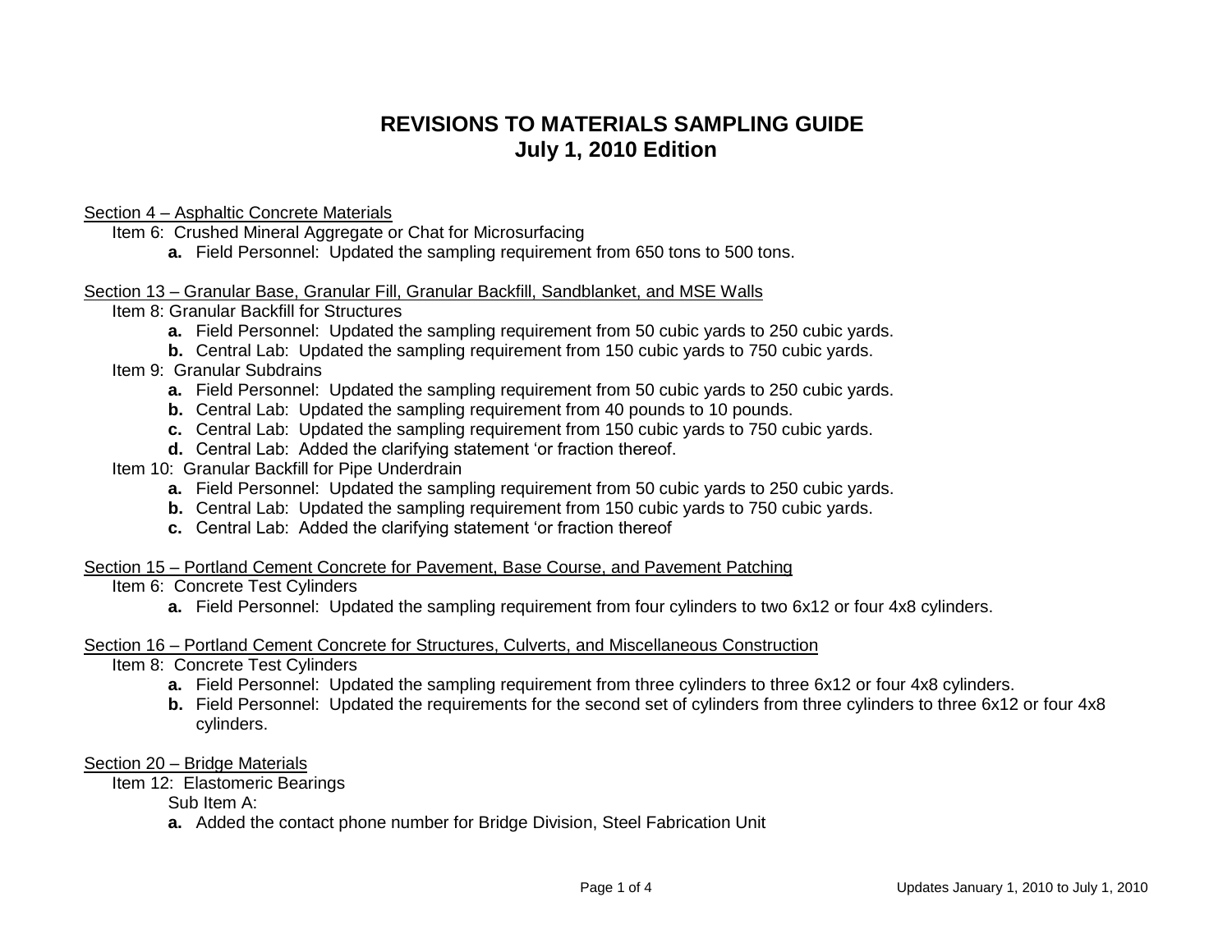# REVISIONS TO MATERIALS SAMPLING GUIDE
## July 1, 2010 Edition

<u>Section 4 – Asphaltic Concrete Materials</u>

Item 6: Crushed Mineral Aggregate or Chat for Microsurfacing

- **a.** Field Personnel: Updated the sampling requirement from 650 tons to 500 tons.

<u>Section 13 – Granular Base, Granular Fill, Granular Backfill, Sandblanket, and MSE Walls</u>

Item 8: Granular Backfill for Structures

- **a.** Field Personnel: Updated the sampling requirement from 50 cubic yards to 250 cubic yards.
- **b.** Central Lab: Updated the sampling requirement from 150 cubic yards to 750 cubic yards.

Item 9: Granular Subdrains

- **a.** Field Personnel: Updated the sampling requirement from 50 cubic yards to 250 cubic yards.
- **b.** Central Lab: Updated the sampling requirement from 40 pounds to 10 pounds.
- **c.** Central Lab: Updated the sampling requirement from 150 cubic yards to 750 cubic yards.
- **d.** Central Lab: Added the clarifying statement 'or fraction thereof.

Item 10: Granular Backfill for Pipe Underdrain

- **a.** Field Personnel: Updated the sampling requirement from 50 cubic yards to 250 cubic yards.
- **b.** Central Lab: Updated the sampling requirement from 150 cubic yards to 750 cubic yards.
- **c.** Central Lab: Added the clarifying statement 'or fraction thereof

<u>Section 15 – Portland Cement Concrete for Pavement, Base Course, and Pavement Patching</u>

Item 6: Concrete Test Cylinders

- **a.** Field Personnel: Updated the sampling requirement from four cylinders to two 6x12 or four 4x8 cylinders.

<u>Section 16 – Portland Cement Concrete for Structures, Culverts, and Miscellaneous Construction</u>

Item 8: Concrete Test Cylinders

- **a.** Field Personnel: Updated the sampling requirement from three cylinders to three 6x12 or four 4x8 cylinders.
- **b.** Field Personnel: Updated the requirements for the second set of cylinders from three cylinders to three 6x12 or four 4x8 cylinders.

<u>Section 20 – Bridge Materials</u>

Item 12: Elastomeric Bearings

Sub Item A:

- **a.** Added the contact phone number for Bridge Division, Steel Fabrication Unit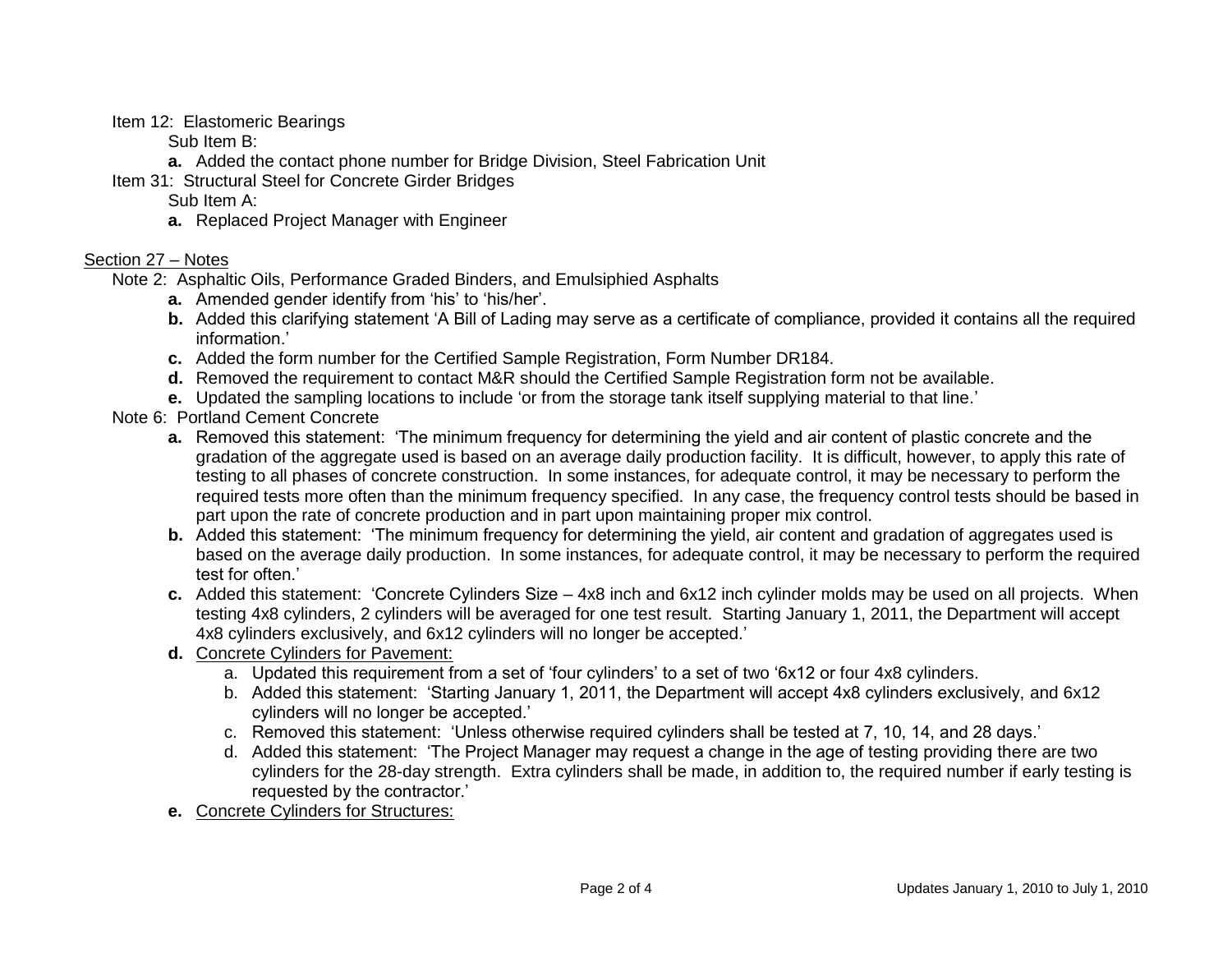Item 12: Elastomeric Bearings

Sub Item B:

- **a.** Added the contact phone number for Bridge Division, Steel Fabrication Unit

Item 31: Structural Steel for Concrete Girder Bridges

Sub Item A:

- **a.** Replaced Project Manager with Engineer

<u>Section 27 – Notes</u>

Note 2: Asphaltic Oils, Performance Graded Binders, and Emulsiphied Asphalts

- **a.** Amended gender identify from 'his' to 'his/her'.
- **b.** Added this clarifying statement 'A Bill of Lading may serve as a certificate of compliance, provided it contains all the required information.'
- **c.** Added the form number for the Certified Sample Registration, Form Number DR184.
- **d.** Removed the requirement to contact M&R should the Certified Sample Registration form not be available.
- **e.** Updated the sampling locations to include 'or from the storage tank itself supplying material to that line.'

Note 6: Portland Cement Concrete

- **a.** Removed this statement: 'The minimum frequency for determining the yield and air content of plastic concrete and the gradation of the aggregate used is based on an average daily production facility. It is difficult, however, to apply this rate of testing to all phases of concrete construction. In some instances, for adequate control, it may be necessary to perform the required tests more often than the minimum frequency specified. In any case, the frequency control tests should be based in part upon the rate of concrete production and in part upon maintaining proper mix control.
- **b.** Added this statement: 'The minimum frequency for determining the yield, air content and gradation of aggregates used is based on the average daily production. In some instances, for adequate control, it may be necessary to perform the required test for often.'
- **c.** Added this statement: 'Concrete Cylinders Size – 4x8 inch and 6x12 inch cylinder molds may be used on all projects. When testing 4x8 cylinders, 2 cylinders will be averaged for one test result. Starting January 1, 2011, the Department will accept 4x8 cylinders exclusively, and 6x12 cylinders will no longer be accepted.'
- **d.** <u>Concrete Cylinders for Pavement:</u>
  - a. Updated this requirement from a set of 'four cylinders' to a set of two '6x12 or four 4x8 cylinders.
  - b. Added this statement: 'Starting January 1, 2011, the Department will accept 4x8 cylinders exclusively, and 6x12 cylinders will no longer be accepted.'
  - c. Removed this statement: 'Unless otherwise required cylinders shall be tested at 7, 10, 14, and 28 days.'
  - d. Added this statement: 'The Project Manager may request a change in the age of testing providing there are two cylinders for the 28-day strength. Extra cylinders shall be made, in addition to, the required number if early testing is requested by the contractor.'
- **e.** <u>Concrete Cylinders for Structures:</u>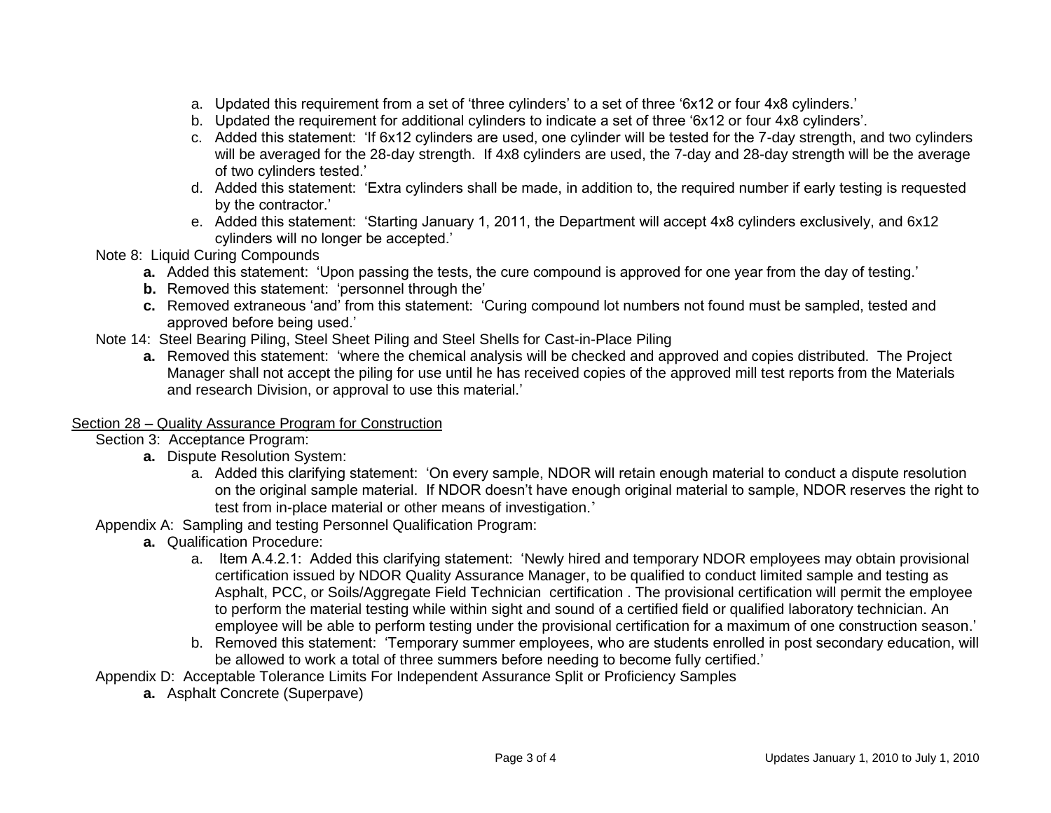a. Updated this requirement from a set of 'three cylinders' to a set of three '6x12 or four 4x8 cylinders.'
   b. Updated the requirement for additional cylinders to indicate a set of three '6x12 or four 4x8 cylinders'.
   c. Added this statement: 'If 6x12 cylinders are used, one cylinder will be tested for the 7-day strength, and two cylinders will be averaged for the 28-day strength. If 4x8 cylinders are used, the 7-day and 28-day strength will be the average of two cylinders tested.'
   d. Added this statement: 'Extra cylinders shall be made, in addition to, the required number if early testing is requested by the contractor.'
   e. Added this statement: 'Starting January 1, 2011, the Department will accept 4x8 cylinders exclusively, and 6x12 cylinders will no longer be accepted.'

Note 8: Liquid Curing Compounds

   **a.** Added this statement: 'Upon passing the tests, the cure compound is approved for one year from the day of testing.'
   **b.** Removed this statement: 'personnel through the'
   **c.** Removed extraneous 'and' from this statement: 'Curing compound lot numbers not found must be sampled, tested and approved before being used.'

Note 14: Steel Bearing Piling, Steel Sheet Piling and Steel Shells for Cast-in-Place Piling

   **a.** Removed this statement: 'where the chemical analysis will be checked and approved and copies distributed. The Project Manager shall not accept the piling for use until he has received copies of the approved mill test reports from the Materials and research Division, or approval to use this material.'

<u>Section 28 – Quality Assurance Program for Construction</u>

Section 3: Acceptance Program:

   **a.** Dispute Resolution System:
      a. Added this clarifying statement: 'On every sample, NDOR will retain enough material to conduct a dispute resolution on the original sample material. If NDOR doesn't have enough original material to sample, NDOR reserves the right to test from in-place material or other means of investigation.'

Appendix A: Sampling and testing Personnel Qualification Program:

   **a.** Qualification Procedure:
      a. Item A.4.2.1: Added this clarifying statement: 'Newly hired and temporary NDOR employees may obtain provisional certification issued by NDOR Quality Assurance Manager, to be qualified to conduct limited sample and testing as Asphalt, PCC, or Soils/Aggregate Field Technician certification . The provisional certification will permit the employee to perform the material testing while within sight and sound of a certified field or qualified laboratory technician. An employee will be able to perform testing under the provisional certification for a maximum of one construction season.'
      b. Removed this statement: 'Temporary summer employees, who are students enrolled in post secondary education, will be allowed to work a total of three summers before needing to become fully certified.'

Appendix D: Acceptable Tolerance Limits For Independent Assurance Split or Proficiency Samples

   **a.** Asphalt Concrete (Superpave)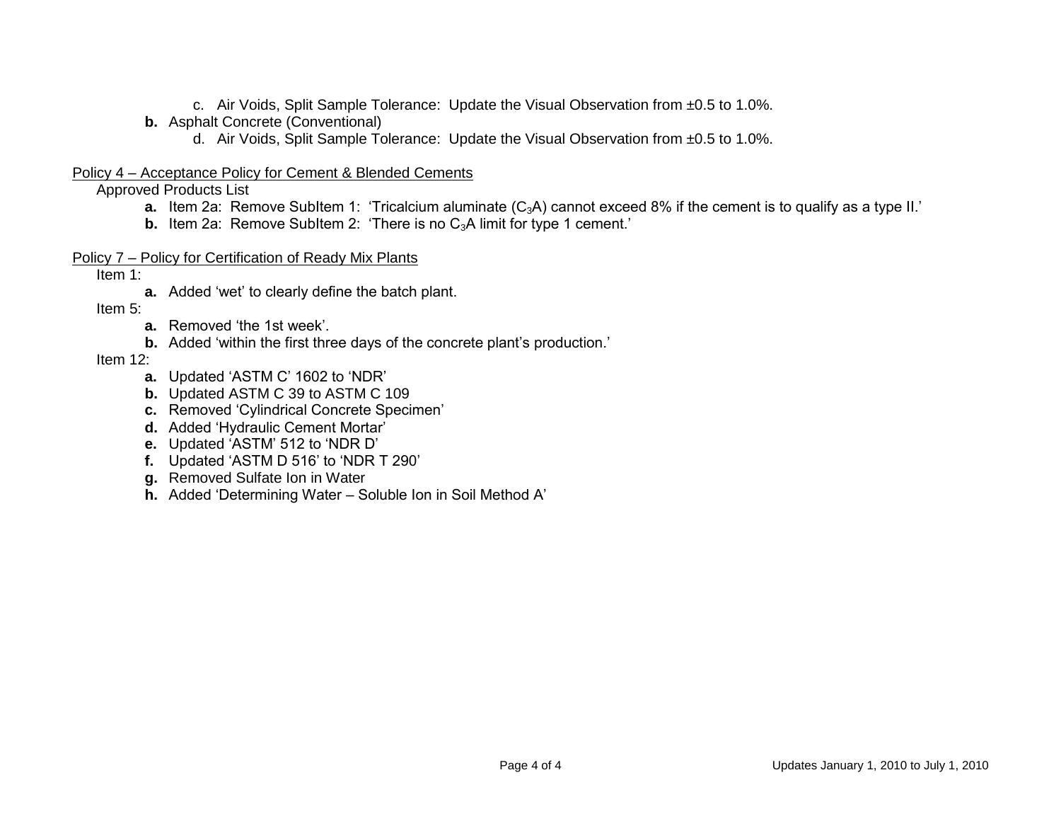c. Air Voids, Split Sample Tolerance: Update the Visual Observation from ±0.5 to 1.0%.

**b.** Asphalt Concrete (Conventional)

d. Air Voids, Split Sample Tolerance: Update the Visual Observation from ±0.5 to 1.0%.

<u>Policy 4 – Acceptance Policy for Cement & Blended Cements</u>

Approved Products List

- **a.** Item 2a: Remove SubItem 1: 'Tricalcium aluminate ($C_3A$) cannot exceed 8% if the cement is to qualify as a type II.'
- **b.** Item 2a: Remove SubItem 2: 'There is no $C_3A$ limit for type 1 cement.'

<u>Policy 7 – Policy for Certification of Ready Mix Plants</u>

Item 1:

- **a.** Added 'wet' to clearly define the batch plant.

Item 5:

- **a.** Removed 'the 1st week'.
- **b.** Added 'within the first three days of the concrete plant's production.'

Item 12:

- **a.** Updated 'ASTM C' 1602 to 'NDR'
- **b.** Updated ASTM C 39 to ASTM C 109
- **c.** Removed 'Cylindrical Concrete Specimen'
- **d.** Added 'Hydraulic Cement Mortar'
- **e.** Updated 'ASTM' 512 to 'NDR D'
- **f.** Updated 'ASTM D 516' to 'NDR T 290'
- **g.** Removed Sulfate Ion in Water
- **h.** Added 'Determining Water – Soluble Ion in Soil Method A'